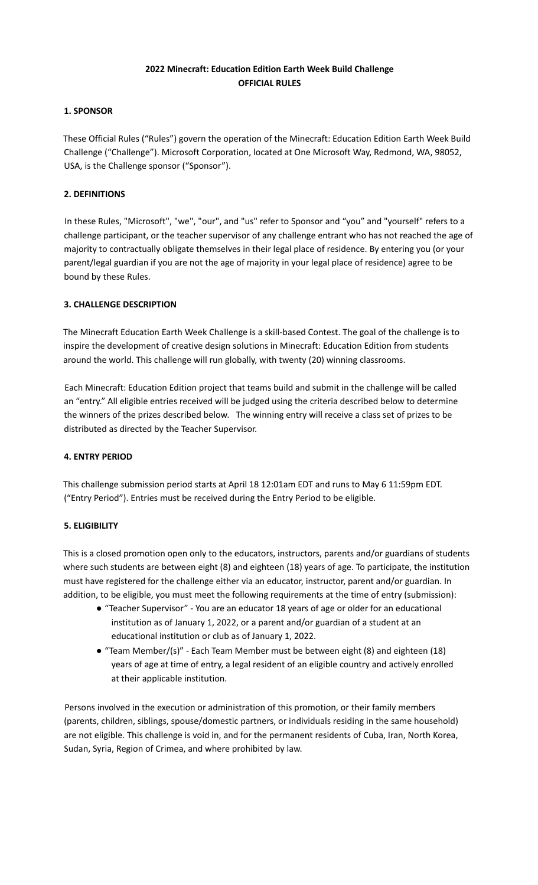**2022 Minecraft: Education Edition Earth Week Build Challenge**
**OFFICIAL RULES**

**1. SPONSOR**

These Official Rules ("Rules") govern the operation of the Minecraft: Education Edition Earth Week Build Challenge ("Challenge"). Microsoft Corporation, located at One Microsoft Way, Redmond, WA, 98052, USA, is the Challenge sponsor ("Sponsor").

**2. DEFINITIONS**

In these Rules, "Microsoft", "we", "our", and "us" refer to Sponsor and "you" and "yourself" refers to a challenge participant, or the teacher supervisor of any challenge entrant who has not reached the age of majority to contractually obligate themselves in their legal place of residence. By entering you (or your parent/legal guardian if you are not the age of majority in your legal place of residence) agree to be bound by these Rules.

**3. CHALLENGE DESCRIPTION**

The Minecraft Education Earth Week Challenge is a skill-based Contest. The goal of the challenge is to inspire the development of creative design solutions in Minecraft: Education Edition from students around the world. This challenge will run globally, with twenty (20) winning classrooms.

Each Minecraft: Education Edition project that teams build and submit in the challenge will be called an "entry." All eligible entries received will be judged using the criteria described below to determine the winners of the prizes described below. The winning entry will receive a class set of prizes to be distributed as directed by the Teacher Supervisor.

**4. ENTRY PERIOD**

This challenge submission period starts at April 18 12:01am EDT and runs to May 6 11:59pm EDT. ("Entry Period"). Entries must be received during the Entry Period to be eligible.

**5. ELIGIBILITY**

This is a closed promotion open only to the educators, instructors, parents and/or guardians of students where such students are between eight (8) and eighteen (18) years of age. To participate, the institution must have registered for the challenge either via an educator, instructor, parent and/or guardian. In addition, to be eligible, you must meet the following requirements at the time of entry (submission):

- "Teacher Supervisor" - You are an educator 18 years of age or older for an educational institution as of January 1, 2022, or a parent and/or guardian of a student at an educational institution or club as of January 1, 2022.
- "Team Member/(s)" - Each Team Member must be between eight (8) and eighteen (18) years of age at time of entry, a legal resident of an eligible country and actively enrolled at their applicable institution.

Persons involved in the execution or administration of this promotion, or their family members (parents, children, siblings, spouse/domestic partners, or individuals residing in the same household) are not eligible. This challenge is void in, and for the permanent residents of Cuba, Iran, North Korea, Sudan, Syria, Region of Crimea, and where prohibited by law.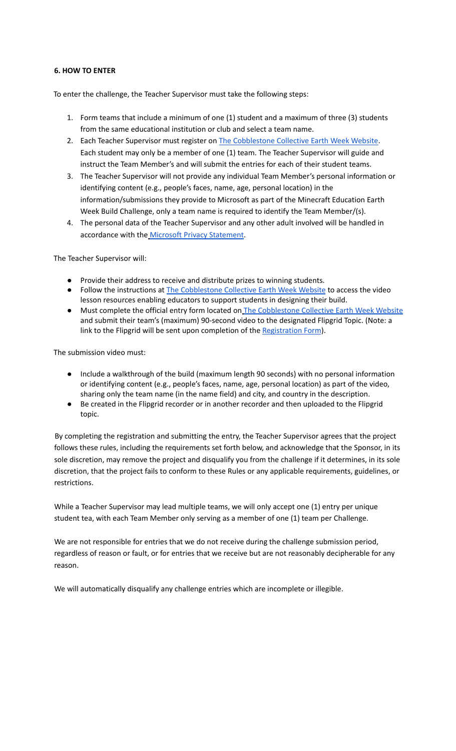**6. HOW TO ENTER**

To enter the challenge, the Teacher Supervisor must take the following steps:

1. Form teams that include a minimum of one (1) student and a maximum of three (3) students from the same educational institution or club and select a team name.
2. Each Teacher Supervisor must register on The Cobblestone Collective Earth Week Website. Each student may only be a member of one (1) team. The Teacher Supervisor will guide and instruct the Team Member's and will submit the entries for each of their student teams.
3. The Teacher Supervisor will not provide any individual Team Member's personal information or identifying content (e.g., people's faces, name, age, personal location) in the information/submissions they provide to Microsoft as part of the Minecraft Education Earth Week Build Challenge, only a team name is required to identify the Team Member/(s).
4. The personal data of the Teacher Supervisor and any other adult involved will be handled in accordance with the Microsoft Privacy Statement.

The Teacher Supervisor will:

- Provide their address to receive and distribute prizes to winning students.
- Follow the instructions at The Cobblestone Collective Earth Week Website to access the video lesson resources enabling educators to support students in designing their build.
- Must complete the official entry form located on The Cobblestone Collective Earth Week Website and submit their team's (maximum) 90-second video to the designated Flipgrid Topic. (Note: a link to the Flipgrid will be sent upon completion of the Registration Form).

The submission video must:

- Include a walkthrough of the build (maximum length 90 seconds) with no personal information or identifying content (e.g., people's faces, name, age, personal location) as part of the video, sharing only the team name (in the name field) and city, and country in the description.
- Be created in the Flipgrid recorder or in another recorder and then uploaded to the Flipgrid topic.

By completing the registration and submitting the entry, the Teacher Supervisor agrees that the project follows these rules, including the requirements set forth below, and acknowledge that the Sponsor, in its sole discretion, may remove the project and disqualify you from the challenge if it determines, in its sole discretion, that the project fails to conform to these Rules or any applicable requirements, guidelines, or restrictions.

While a Teacher Supervisor may lead multiple teams, we will only accept one (1) entry per unique student tea, with each Team Member only serving as a member of one (1) team per Challenge.

We are not responsible for entries that we do not receive during the challenge submission period, regardless of reason or fault, or for entries that we receive but are not reasonably decipherable for any reason.

We will automatically disqualify any challenge entries which are incomplete or illegible.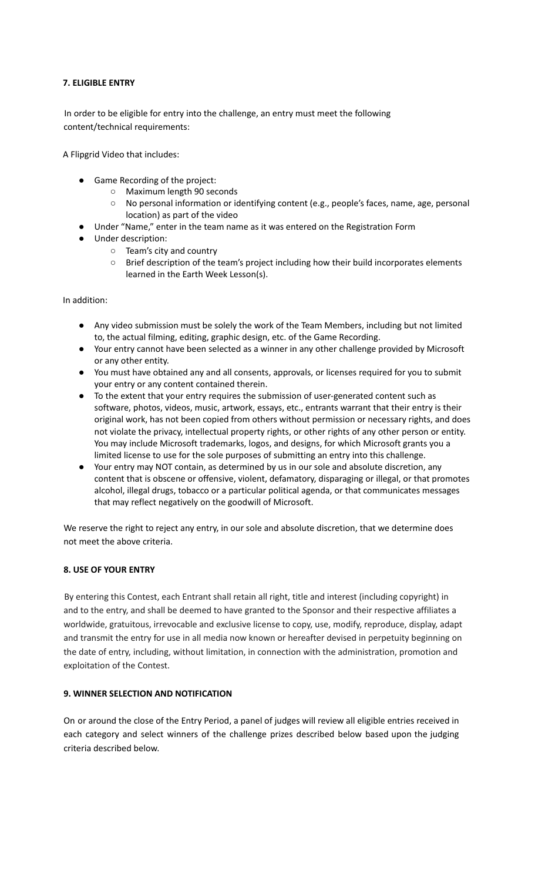### 7. ELIGIBLE ENTRY

In order to be eligible for entry into the challenge, an entry must meet the following content/technical requirements:

A Flipgrid Video that includes:

- Game Recording of the project:
  - Maximum length 90 seconds
  - No personal information or identifying content (e.g., people's faces, name, age, personal location) as part of the video
- Under "Name," enter in the team name as it was entered on the Registration Form
- Under description:
  - Team's city and country
  - Brief description of the team's project including how their build incorporates elements learned in the Earth Week Lesson(s).

In addition:

- Any video submission must be solely the work of the Team Members, including but not limited to, the actual filming, editing, graphic design, etc. of the Game Recording.
- Your entry cannot have been selected as a winner in any other challenge provided by Microsoft or any other entity.
- You must have obtained any and all consents, approvals, or licenses required for you to submit your entry or any content contained therein.
- To the extent that your entry requires the submission of user-generated content such as software, photos, videos, music, artwork, essays, etc., entrants warrant that their entry is their original work, has not been copied from others without permission or necessary rights, and does not violate the privacy, intellectual property rights, or other rights of any other person or entity. You may include Microsoft trademarks, logos, and designs, for which Microsoft grants you a limited license to use for the sole purposes of submitting an entry into this challenge.
- Your entry may NOT contain, as determined by us in our sole and absolute discretion, any content that is obscene or offensive, violent, defamatory, disparaging or illegal, or that promotes alcohol, illegal drugs, tobacco or a particular political agenda, or that communicates messages that may reflect negatively on the goodwill of Microsoft.

We reserve the right to reject any entry, in our sole and absolute discretion, that we determine does not meet the above criteria.

### 8. USE OF YOUR ENTRY

By entering this Contest, each Entrant shall retain all right, title and interest (including copyright) in and to the entry, and shall be deemed to have granted to the Sponsor and their respective affiliates a worldwide, gratuitous, irrevocable and exclusive license to copy, use, modify, reproduce, display, adapt and transmit the entry for use in all media now known or hereafter devised in perpetuity beginning on the date of entry, including, without limitation, in connection with the administration, promotion and exploitation of the Contest.

### 9. WINNER SELECTION AND NOTIFICATION

On or around the close of the Entry Period, a panel of judges will review all eligible entries received in each category and select winners of the challenge prizes described below based upon the judging criteria described below.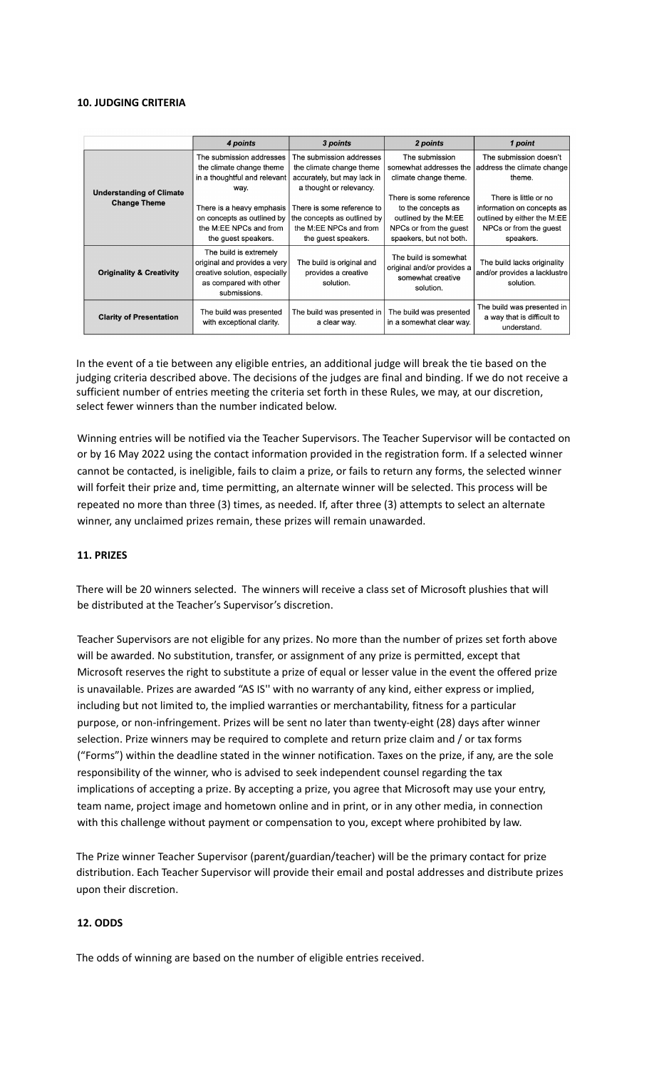#### 10. JUDGING CRITERIA

| | 4 points | 3 points | 2 points | 1 point |
|---|---|---|---|---|
| **Understanding of Climate Change Theme** | The submission addresses the climate change theme in a thoughtful and relevant way. There is a heavy emphasis on concepts as outlined by the M:EE NPCs and from the guest speakers. | The submission addresses the climate change theme accurately, but may lack in a thought or relevancy. There is some reference to the concepts as outlined by the M:EE NPCs and from the guest speakers. | The submission somewhat addresses the climate change theme. There is some reference to the concepts as outlined by the M:EE NPCs or from the guest spaekers, but not both. | The submission doesn't address the climate change theme. There is little or no information on concepts as outlined by either the M:EE NPCs or from the guest speakers. |
| **Originality & Creativity** | The build is extremely original and provides a very creative solution, especially as compared with other submissions. | The build is original and provides a creative solution. | The build is somewhat original and/or provides a somewhat creative solution. | The build lacks originality and/or provides a lacklustre solution. |
| **Clarity of Presentation** | The build was presented with exceptional clarity. | The build was presented in a clear way. | The build was presented in a somewhat clear way. | The build was presented in a way that is difficult to understand. |

In the event of a tie between any eligible entries, an additional judge will break the tie based on the judging criteria described above. The decisions of the judges are final and binding. If we do not receive a sufficient number of entries meeting the criteria set forth in these Rules, we may, at our discretion, select fewer winners than the number indicated below.

Winning entries will be notified via the Teacher Supervisors. The Teacher Supervisor will be contacted on or by 16 May 2022 using the contact information provided in the registration form. If a selected winner cannot be contacted, is ineligible, fails to claim a prize, or fails to return any forms, the selected winner will forfeit their prize and, time permitting, an alternate winner will be selected. This process will be repeated no more than three (3) times, as needed. If, after three (3) attempts to select an alternate winner, any unclaimed prizes remain, these prizes will remain unawarded.

#### 11. PRIZES

There will be 20 winners selected. The winners will receive a class set of Microsoft plushies that will be distributed at the Teacher's Supervisor's discretion.

Teacher Supervisors are not eligible for any prizes. No more than the number of prizes set forth above will be awarded. No substitution, transfer, or assignment of any prize is permitted, except that Microsoft reserves the right to substitute a prize of equal or lesser value in the event the offered prize is unavailable. Prizes are awarded "AS IS'' with no warranty of any kind, either express or implied, including but not limited to, the implied warranties or merchantability, fitness for a particular purpose, or non-infringement. Prizes will be sent no later than twenty-eight (28) days after winner selection. Prize winners may be required to complete and return prize claim and / or tax forms ("Forms") within the deadline stated in the winner notification. Taxes on the prize, if any, are the sole responsibility of the winner, who is advised to seek independent counsel regarding the tax implications of accepting a prize. By accepting a prize, you agree that Microsoft may use your entry, team name, project image and hometown online and in print, or in any other media, in connection with this challenge without payment or compensation to you, except where prohibited by law.

The Prize winner Teacher Supervisor (parent/guardian/teacher) will be the primary contact for prize distribution. Each Teacher Supervisor will provide their email and postal addresses and distribute prizes upon their discretion.

#### 12. ODDS

The odds of winning are based on the number of eligible entries received.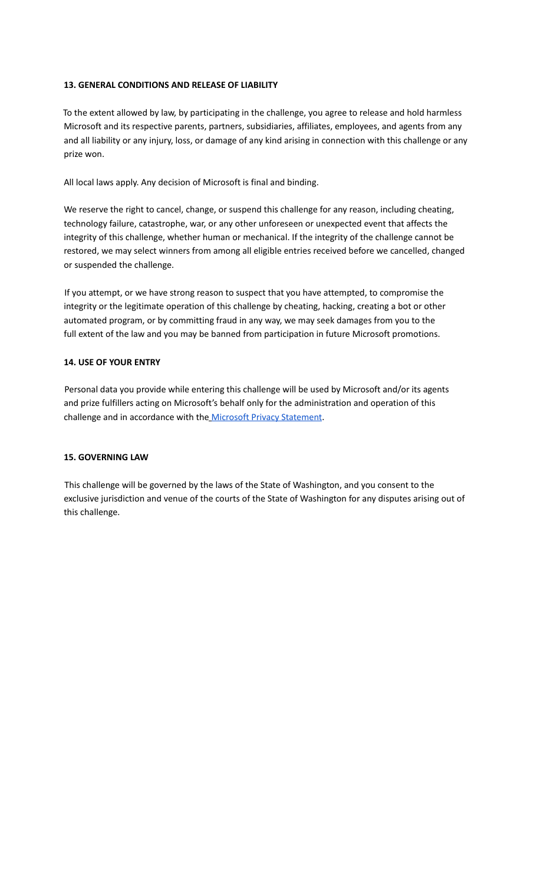**13. GENERAL CONDITIONS AND RELEASE OF LIABILITY**

To the extent allowed by law, by participating in the challenge, you agree to release and hold harmless Microsoft and its respective parents, partners, subsidiaries, affiliates, employees, and agents from any and all liability or any injury, loss, or damage of any kind arising in connection with this challenge or any prize won.

All local laws apply. Any decision of Microsoft is final and binding.

We reserve the right to cancel, change, or suspend this challenge for any reason, including cheating, technology failure, catastrophe, war, or any other unforeseen or unexpected event that affects the integrity of this challenge, whether human or mechanical. If the integrity of the challenge cannot be restored, we may select winners from among all eligible entries received before we cancelled, changed or suspended the challenge.

If you attempt, or we have strong reason to suspect that you have attempted, to compromise the integrity or the legitimate operation of this challenge by cheating, hacking, creating a bot or other automated program, or by committing fraud in any way, we may seek damages from you to the full extent of the law and you may be banned from participation in future Microsoft promotions.

**14. USE OF YOUR ENTRY**

Personal data you provide while entering this challenge will be used by Microsoft and/or its agents and prize fulfillers acting on Microsoft's behalf only for the administration and operation of this challenge and in accordance with the Microsoft Privacy Statement.

**15. GOVERNING LAW**

This challenge will be governed by the laws of the State of Washington, and you consent to the exclusive jurisdiction and venue of the courts of the State of Washington for any disputes arising out of this challenge.